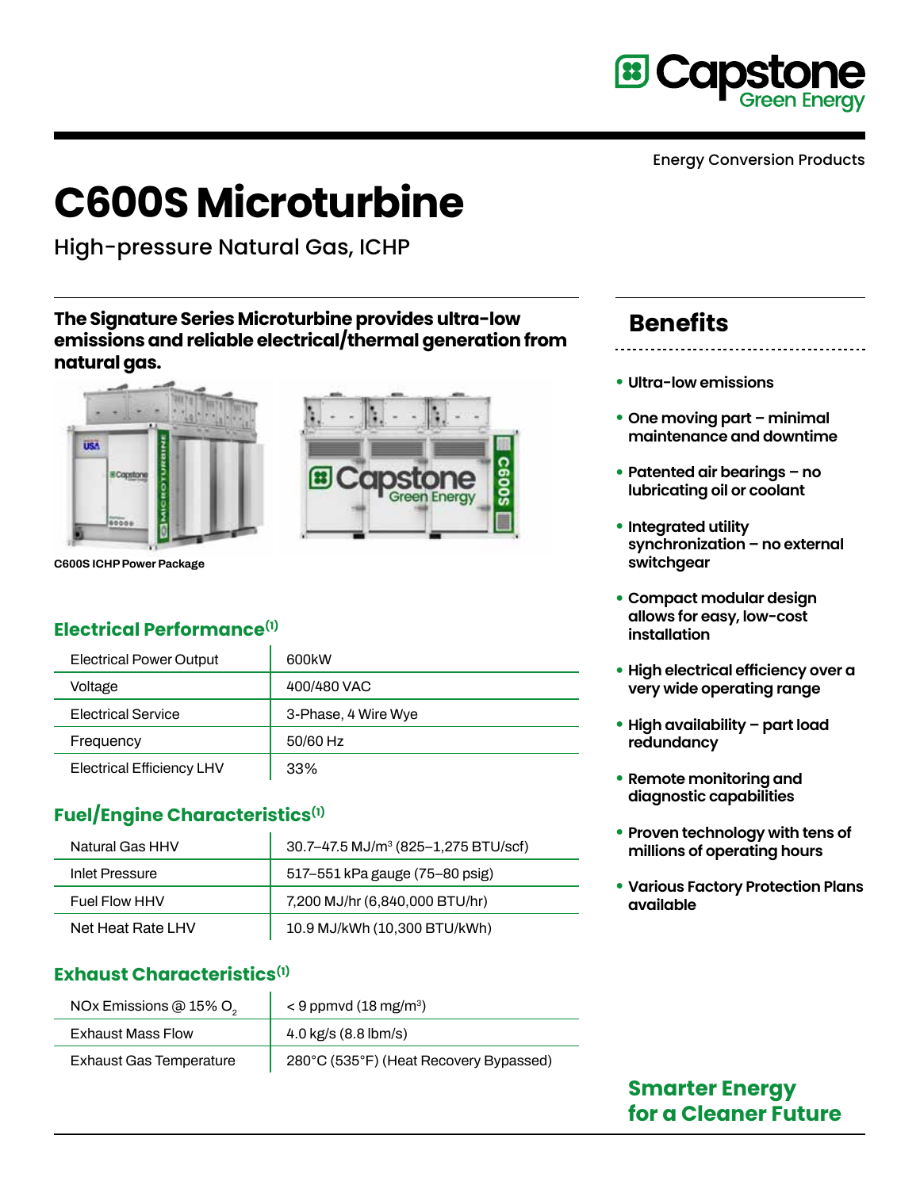Energy Conversion Products

# C600S Microturbine

High-pressure Natural Gas, ICHP

**The Signature Series Microturbine provides ultra-low emissions and reliable electrical/thermal generation from natural gas.**

C600S ICHP Power Package

## Electrical Performance[1]

| | |
|---|---|
| Electrical Power Output | 600kW |
| Voltage | 400/480 VAC |
| Electrical Service | 3-Phase, 4 Wire Wye |
| Frequency | 50/60 Hz |
| Electrical Efficiency LHV | 33% |

## Fuel/Engine Characteristics[1]

| | |
|---|---|
| Natural Gas HHV | 30.7–47.5 MJ/m³ (825–1,275 BTU/scf) |
| Inlet Pressure | 517–551 kPa gauge (75–80 psig) |
| Fuel Flow HHV | 7,200 MJ/hr (6,840,000 BTU/hr) |
| Net Heat Rate LHV | 10.9 MJ/kWh (10,300 BTU/kWh) |

## Exhaust Characteristics[1]

| | |
|---|---|
| NOx Emissions @ 15% $O_2$ | < 9 ppmvd (18 mg/m³) |
| Exhaust Mass Flow | 4.0 kg/s (8.8 lbm/s) |
| Exhaust Gas Temperature | 280°C (535°F) (Heat Recovery Bypassed) |

## Benefits

- Ultra-low emissions
- One moving part – minimal maintenance and downtime
- Patented air bearings – no lubricating oil or coolant
- Integrated utility synchronization – no external switchgear
- Compact modular design allows for easy, low-cost installation
- High electrical efficiency over a very wide operating range
- High availability – part load redundancy
- Remote monitoring and diagnostic capabilities
- Proven technology with tens of millions of operating hours
- Various Factory Protection Plans available

**Smarter Energy for a Cleaner Future**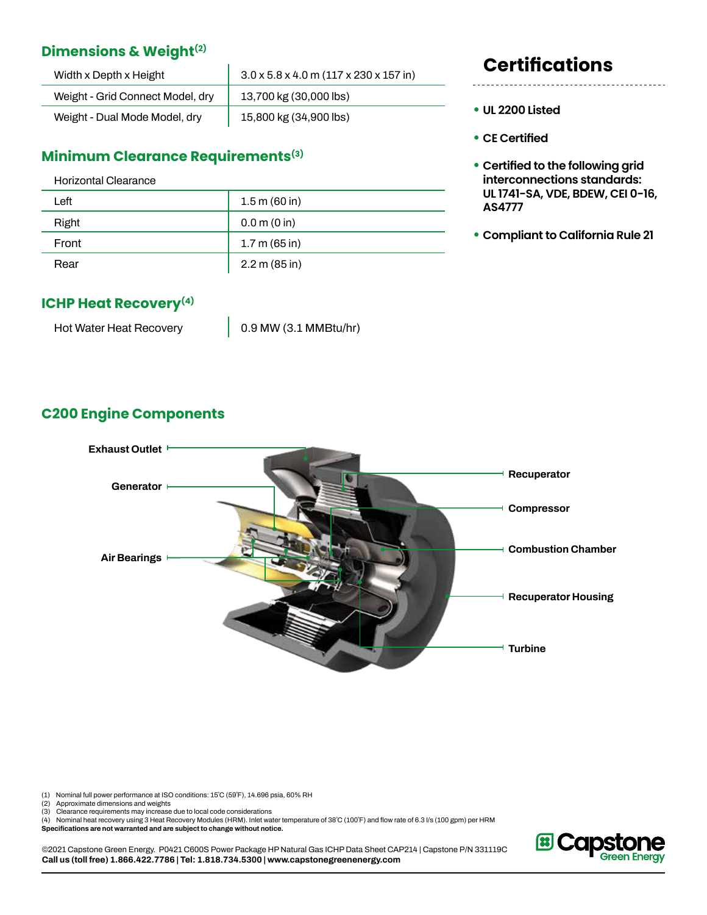## Dimensions & Weight[2]

| | |
|---|---|
| Width x Depth x Height | 3.0 x 5.8 x 4.0 m (117 x 230 x 157 in) |
| Weight - Grid Connect Model, dry | 13,700 kg (30,000 lbs) |
| Weight - Dual Mode Model, dry | 15,800 kg (34,900 lbs) |

## Minimum Clearance Requirements[3]

| Horizontal Clearance | |
|---|---|
| Left | 1.5 m (60 in) |
| Right | 0.0 m (0 in) |
| Front | 1.7 m (65 in) |
| Rear | 2.2 m (85 in) |

## ICHP Heat Recovery[4]

| | |
|---|---|
| Hot Water Heat Recovery | 0.9 MW (3.1 MMBtu/hr) |

# Certifications

- **UL 2200 Listed**
- **CE Certified**
- **Certified to the following grid interconnections standards: UL 1741-SA, VDE, BDEW, CEI 0-16, AS4777**
- **Compliant to California Rule 21**

## C200 Engine Components

Exhaust Outlet

Generator

Air Bearings

Recuperator

Compressor

Combustion Chamber

Recuperator Housing

Turbine

(1) Nominal full power performance at ISO conditions: 15°C (59°F), 14.696 psia, 60% RH
(2) Approximate dimensions and weights
(3) Clearance requirements may increase due to local code considerations
(4) Nominal heat recovery using 3 Heat Recovery Modules (HRM). Inlet water temperature of 38°C (100°F) and flow rate of 6.3 l/s (100 gpm) per HRM

**Specifications are not warranted and are subject to change without notice.**

©2021 Capstone Green Energy. P0421 C600S Power Package HP Natural Gas ICHP Data Sheet CAP214 | Capstone P/N 331119C
**Call us (toll free) 1.866.422.7786 | Tel: 1.818.734.5300 | www.capstonegreenenergy.com**

Capstone Green Energy